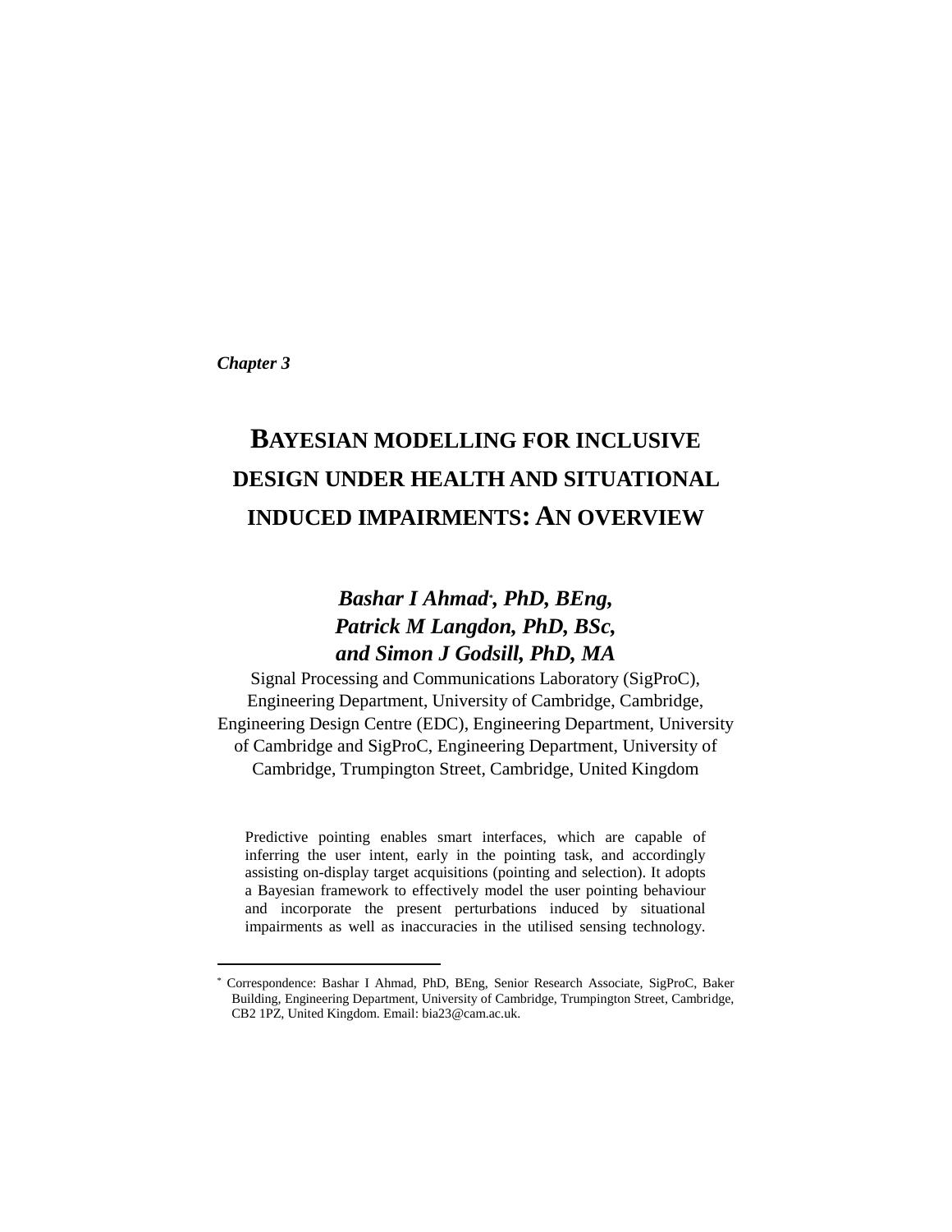*Chapter 3*

# BAYESIAN MODELLING FOR INCLUSIVE DESIGN UNDER HEALTH AND SITUATIONAL INDUCED IMPAIRMENTS: AN OVERVIEW

***Bashar I Ahmad*[\*], PhD, BEng,***
***Patrick M Langdon, PhD, BSc,***
***and Simon J Godsill, PhD, MA***

Signal Processing and Communications Laboratory (SigProC), Engineering Department, University of Cambridge, Cambridge, Engineering Design Centre (EDC), Engineering Department, University of Cambridge and SigProC, Engineering Department, University of Cambridge, Trumpington Street, Cambridge, United Kingdom

Predictive pointing enables smart interfaces, which are capable of inferring the user intent, early in the pointing task, and accordingly assisting on-display target acquisitions (pointing and selection). It adopts a Bayesian framework to effectively model the user pointing behaviour and incorporate the present perturbations induced by situational impairments as well as inaccuracies in the utilised sensing technology.

---

[\*] Correspondence: Bashar I Ahmad, PhD, BEng, Senior Research Associate, SigProC, Baker Building, Engineering Department, University of Cambridge, Trumpington Street, Cambridge, CB2 1PZ, United Kingdom. Email: bia23@cam.ac.uk.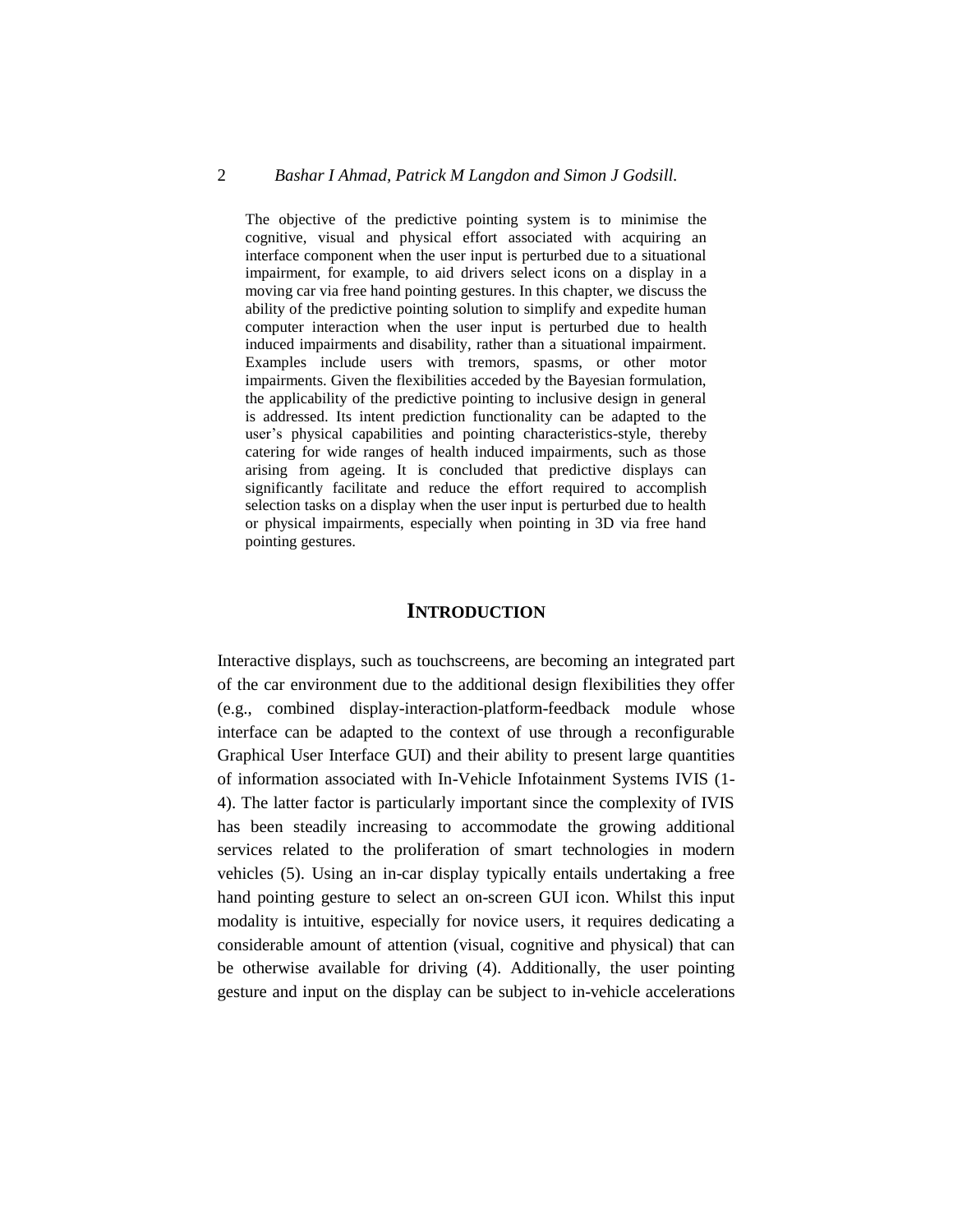The objective of the predictive pointing system is to minimise the cognitive, visual and physical effort associated with acquiring an interface component when the user input is perturbed due to a situational impairment, for example, to aid drivers select icons on a display in a moving car via free hand pointing gestures. In this chapter, we discuss the ability of the predictive pointing solution to simplify and expedite human computer interaction when the user input is perturbed due to health induced impairments and disability, rather than a situational impairment. Examples include users with tremors, spasms, or other motor impairments. Given the flexibilities acceded by the Bayesian formulation, the applicability of the predictive pointing to inclusive design in general is addressed. Its intent prediction functionality can be adapted to the user's physical capabilities and pointing characteristics-style, thereby catering for wide ranges of health induced impairments, such as those arising from ageing. It is concluded that predictive displays can significantly facilitate and reduce the effort required to accomplish selection tasks on a display when the user input is perturbed due to health or physical impairments, especially when pointing in 3D via free hand pointing gestures.

## INTRODUCTION

Interactive displays, such as touchscreens, are becoming an integrated part of the car environment due to the additional design flexibilities they offer (e.g., combined display-interaction-platform-feedback module whose interface can be adapted to the context of use through a reconfigurable Graphical User Interface GUI) and their ability to present large quantities of information associated with In-Vehicle Infotainment Systems IVIS (1-4). The latter factor is particularly important since the complexity of IVIS has been steadily increasing to accommodate the growing additional services related to the proliferation of smart technologies in modern vehicles (5). Using an in-car display typically entails undertaking a free hand pointing gesture to select an on-screen GUI icon. Whilst this input modality is intuitive, especially for novice users, it requires dedicating a considerable amount of attention (visual, cognitive and physical) that can be otherwise available for driving (4). Additionally, the user pointing gesture and input on the display can be subject to in-vehicle accelerations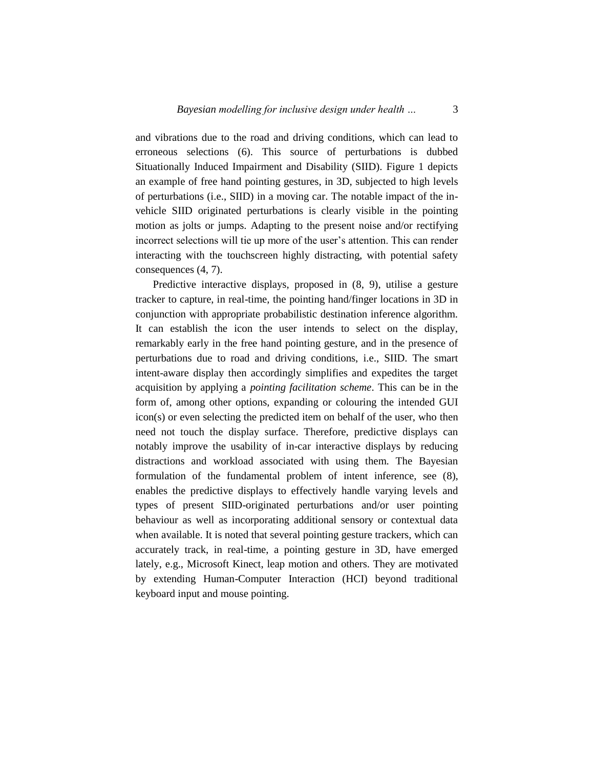and vibrations due to the road and driving conditions, which can lead to erroneous selections (6). This source of perturbations is dubbed Situationally Induced Impairment and Disability (SIID). Figure 1 depicts an example of free hand pointing gestures, in 3D, subjected to high levels of perturbations (i.e., SIID) in a moving car. The notable impact of the in-vehicle SIID originated perturbations is clearly visible in the pointing motion as jolts or jumps. Adapting to the present noise and/or rectifying incorrect selections will tie up more of the user's attention. This can render interacting with the touchscreen highly distracting, with potential safety consequences (4, 7).

Predictive interactive displays, proposed in (8, 9), utilise a gesture tracker to capture, in real-time, the pointing hand/finger locations in 3D in conjunction with appropriate probabilistic destination inference algorithm. It can establish the icon the user intends to select on the display, remarkably early in the free hand pointing gesture, and in the presence of perturbations due to road and driving conditions, i.e., SIID. The smart intent-aware display then accordingly simplifies and expedites the target acquisition by applying a *pointing facilitation scheme*. This can be in the form of, among other options, expanding or colouring the intended GUI icon(s) or even selecting the predicted item on behalf of the user, who then need not touch the display surface. Therefore, predictive displays can notably improve the usability of in-car interactive displays by reducing distractions and workload associated with using them. The Bayesian formulation of the fundamental problem of intent inference, see (8), enables the predictive displays to effectively handle varying levels and types of present SIID-originated perturbations and/or user pointing behaviour as well as incorporating additional sensory or contextual data when available. It is noted that several pointing gesture trackers, which can accurately track, in real-time, a pointing gesture in 3D, have emerged lately, e.g., Microsoft Kinect, leap motion and others. They are motivated by extending Human-Computer Interaction (HCI) beyond traditional keyboard input and mouse pointing.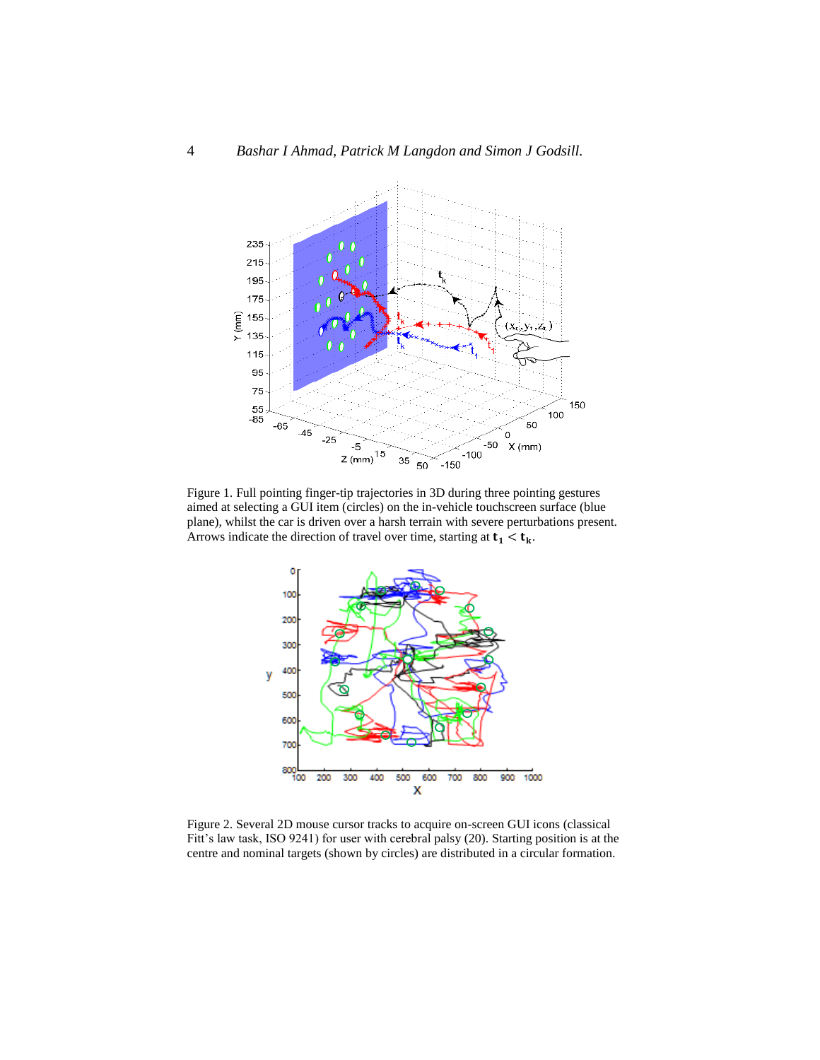Figure 1. Full pointing finger-tip trajectories in 3D during three pointing gestures aimed at selecting a GUI item (circles) on the in-vehicle touchscreen surface (blue plane), whilst the car is driven over a harsh terrain with severe perturbations present. Arrows indicate the direction of travel over time, starting at $\mathbf{t_1} < \mathbf{t_k}$.

Figure 2. Several 2D mouse cursor tracks to acquire on-screen GUI icons (classical Fitt's law task, ISO 9241) for user with cerebral palsy (20). Starting position is at the centre and nominal targets (shown by circles) are distributed in a circular formation.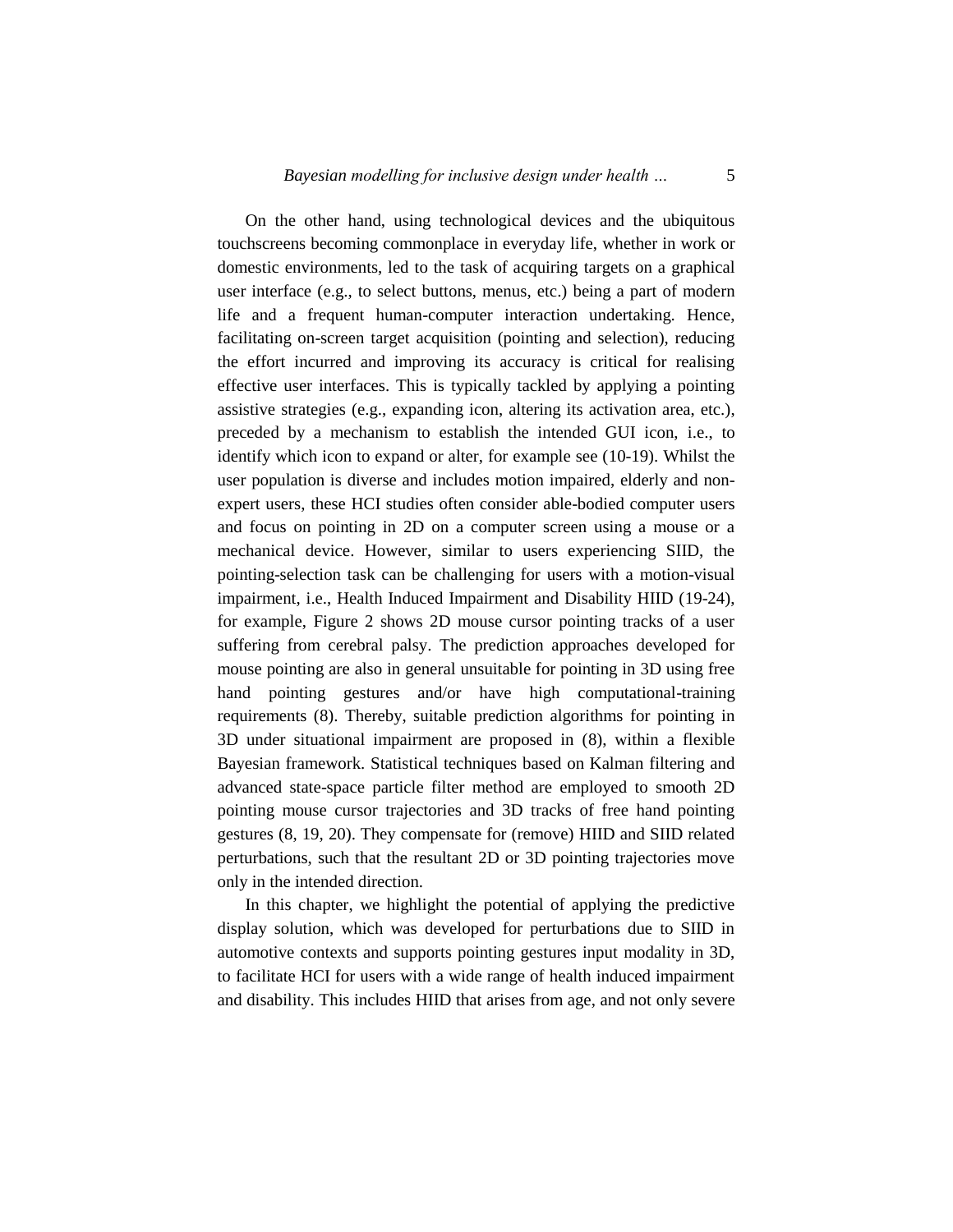On the other hand, using technological devices and the ubiquitous touchscreens becoming commonplace in everyday life, whether in work or domestic environments, led to the task of acquiring targets on a graphical user interface (e.g., to select buttons, menus, etc.) being a part of modern life and a frequent human-computer interaction undertaking. Hence, facilitating on-screen target acquisition (pointing and selection), reducing the effort incurred and improving its accuracy is critical for realising effective user interfaces. This is typically tackled by applying a pointing assistive strategies (e.g., expanding icon, altering its activation area, etc.), preceded by a mechanism to establish the intended GUI icon, i.e., to identify which icon to expand or alter, for example see (10-19). Whilst the user population is diverse and includes motion impaired, elderly and non-expert users, these HCI studies often consider able-bodied computer users and focus on pointing in 2D on a computer screen using a mouse or a mechanical device. However, similar to users experiencing SIID, the pointing-selection task can be challenging for users with a motion-visual impairment, i.e., Health Induced Impairment and Disability HIID (19-24), for example, Figure 2 shows 2D mouse cursor pointing tracks of a user suffering from cerebral palsy. The prediction approaches developed for mouse pointing are also in general unsuitable for pointing in 3D using free hand pointing gestures and/or have high computational-training requirements (8). Thereby, suitable prediction algorithms for pointing in 3D under situational impairment are proposed in (8), within a flexible Bayesian framework. Statistical techniques based on Kalman filtering and advanced state-space particle filter method are employed to smooth 2D pointing mouse cursor trajectories and 3D tracks of free hand pointing gestures (8, 19, 20). They compensate for (remove) HIID and SIID related perturbations, such that the resultant 2D or 3D pointing trajectories move only in the intended direction.

In this chapter, we highlight the potential of applying the predictive display solution, which was developed for perturbations due to SIID in automotive contexts and supports pointing gestures input modality in 3D, to facilitate HCI for users with a wide range of health induced impairment and disability. This includes HIID that arises from age, and not only severe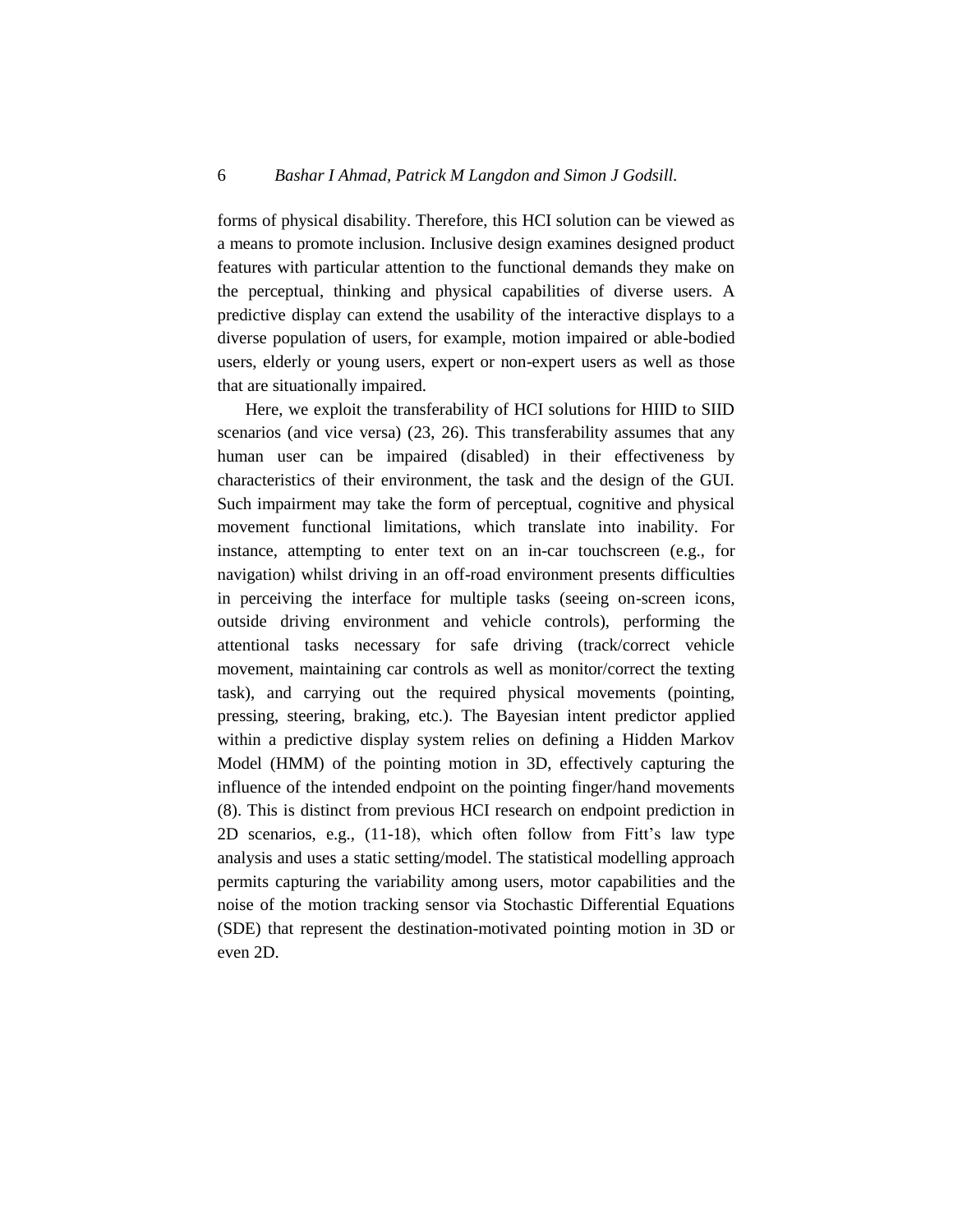forms of physical disability. Therefore, this HCI solution can be viewed as a means to promote inclusion. Inclusive design examines designed product features with particular attention to the functional demands they make on the perceptual, thinking and physical capabilities of diverse users. A predictive display can extend the usability of the interactive displays to a diverse population of users, for example, motion impaired or able-bodied users, elderly or young users, expert or non-expert users as well as those that are situationally impaired.

Here, we exploit the transferability of HCI solutions for HIID to SIID scenarios (and vice versa) (23, 26). This transferability assumes that any human user can be impaired (disabled) in their effectiveness by characteristics of their environment, the task and the design of the GUI. Such impairment may take the form of perceptual, cognitive and physical movement functional limitations, which translate into inability. For instance, attempting to enter text on an in-car touchscreen (e.g., for navigation) whilst driving in an off-road environment presents difficulties in perceiving the interface for multiple tasks (seeing on-screen icons, outside driving environment and vehicle controls), performing the attentional tasks necessary for safe driving (track/correct vehicle movement, maintaining car controls as well as monitor/correct the texting task), and carrying out the required physical movements (pointing, pressing, steering, braking, etc.). The Bayesian intent predictor applied within a predictive display system relies on defining a Hidden Markov Model (HMM) of the pointing motion in 3D, effectively capturing the influence of the intended endpoint on the pointing finger/hand movements (8). This is distinct from previous HCI research on endpoint prediction in 2D scenarios, e.g., (11-18), which often follow from Fitt's law type analysis and uses a static setting/model. The statistical modelling approach permits capturing the variability among users, motor capabilities and the noise of the motion tracking sensor via Stochastic Differential Equations (SDE) that represent the destination-motivated pointing motion in 3D or even 2D.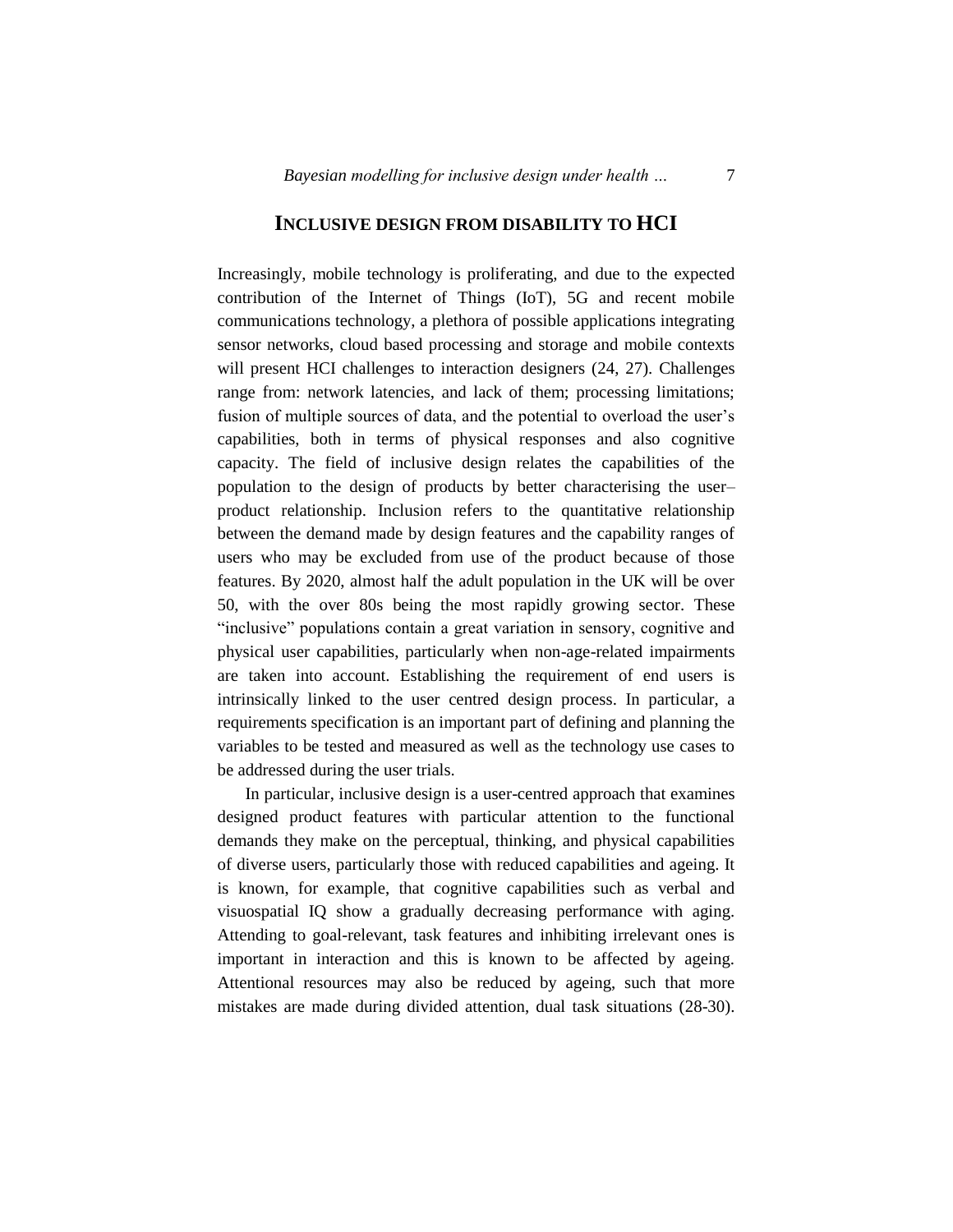## INCLUSIVE DESIGN FROM DISABILITY TO HCI

Increasingly, mobile technology is proliferating, and due to the expected contribution of the Internet of Things (IoT), 5G and recent mobile communications technology, a plethora of possible applications integrating sensor networks, cloud based processing and storage and mobile contexts will present HCI challenges to interaction designers (24, 27). Challenges range from: network latencies, and lack of them; processing limitations; fusion of multiple sources of data, and the potential to overload the user's capabilities, both in terms of physical responses and also cognitive capacity. The field of inclusive design relates the capabilities of the population to the design of products by better characterising the user–product relationship. Inclusion refers to the quantitative relationship between the demand made by design features and the capability ranges of users who may be excluded from use of the product because of those features. By 2020, almost half the adult population in the UK will be over 50, with the over 80s being the most rapidly growing sector. These "inclusive" populations contain a great variation in sensory, cognitive and physical user capabilities, particularly when non-age-related impairments are taken into account. Establishing the requirement of end users is intrinsically linked to the user centred design process. In particular, a requirements specification is an important part of defining and planning the variables to be tested and measured as well as the technology use cases to be addressed during the user trials.

In particular, inclusive design is a user-centred approach that examines designed product features with particular attention to the functional demands they make on the perceptual, thinking, and physical capabilities of diverse users, particularly those with reduced capabilities and ageing. It is known, for example, that cognitive capabilities such as verbal and visuospatial IQ show a gradually decreasing performance with aging. Attending to goal-relevant, task features and inhibiting irrelevant ones is important in interaction and this is known to be affected by ageing. Attentional resources may also be reduced by ageing, such that more mistakes are made during divided attention, dual task situations (28-30).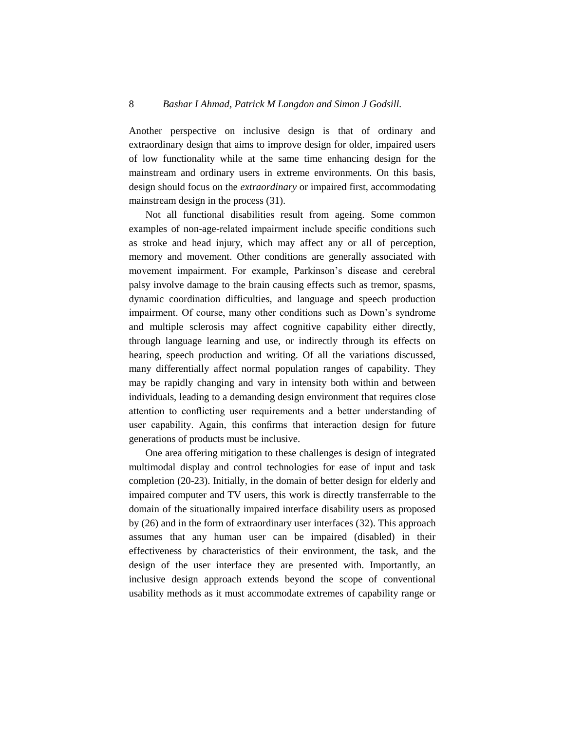Another perspective on inclusive design is that of ordinary and extraordinary design that aims to improve design for older, impaired users of low functionality while at the same time enhancing design for the mainstream and ordinary users in extreme environments. On this basis, design should focus on the *extraordinary* or impaired first, accommodating mainstream design in the process (31).

Not all functional disabilities result from ageing. Some common examples of non-age-related impairment include specific conditions such as stroke and head injury, which may affect any or all of perception, memory and movement. Other conditions are generally associated with movement impairment. For example, Parkinson's disease and cerebral palsy involve damage to the brain causing effects such as tremor, spasms, dynamic coordination difficulties, and language and speech production impairment. Of course, many other conditions such as Down's syndrome and multiple sclerosis may affect cognitive capability either directly, through language learning and use, or indirectly through its effects on hearing, speech production and writing. Of all the variations discussed, many differentially affect normal population ranges of capability. They may be rapidly changing and vary in intensity both within and between individuals, leading to a demanding design environment that requires close attention to conflicting user requirements and a better understanding of user capability. Again, this confirms that interaction design for future generations of products must be inclusive.

One area offering mitigation to these challenges is design of integrated multimodal display and control technologies for ease of input and task completion (20-23). Initially, in the domain of better design for elderly and impaired computer and TV users, this work is directly transferrable to the domain of the situationally impaired interface disability users as proposed by (26) and in the form of extraordinary user interfaces (32). This approach assumes that any human user can be impaired (disabled) in their effectiveness by characteristics of their environment, the task, and the design of the user interface they are presented with. Importantly, an inclusive design approach extends beyond the scope of conventional usability methods as it must accommodate extremes of capability range or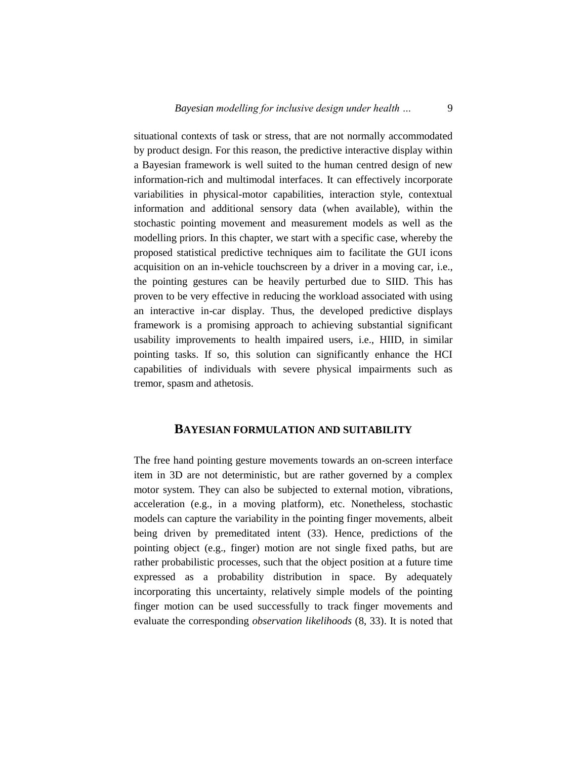situational contexts of task or stress, that are not normally accommodated by product design. For this reason, the predictive interactive display within a Bayesian framework is well suited to the human centred design of new information-rich and multimodal interfaces. It can effectively incorporate variabilities in physical-motor capabilities, interaction style, contextual information and additional sensory data (when available), within the stochastic pointing movement and measurement models as well as the modelling priors. In this chapter, we start with a specific case, whereby the proposed statistical predictive techniques aim to facilitate the GUI icons acquisition on an in-vehicle touchscreen by a driver in a moving car, i.e., the pointing gestures can be heavily perturbed due to SIID. This has proven to be very effective in reducing the workload associated with using an interactive in-car display. Thus, the developed predictive displays framework is a promising approach to achieving substantial significant usability improvements to health impaired users, i.e., HIID, in similar pointing tasks. If so, this solution can significantly enhance the HCI capabilities of individuals with severe physical impairments such as tremor, spasm and athetosis.

## BAYESIAN FORMULATION AND SUITABILITY

The free hand pointing gesture movements towards an on-screen interface item in 3D are not deterministic, but are rather governed by a complex motor system. They can also be subjected to external motion, vibrations, acceleration (e.g., in a moving platform), etc. Nonetheless, stochastic models can capture the variability in the pointing finger movements, albeit being driven by premeditated intent (33). Hence, predictions of the pointing object (e.g., finger) motion are not single fixed paths, but are rather probabilistic processes, such that the object position at a future time expressed as a probability distribution in space. By adequately incorporating this uncertainty, relatively simple models of the pointing finger motion can be used successfully to track finger movements and evaluate the corresponding *observation likelihoods* (8, 33). It is noted that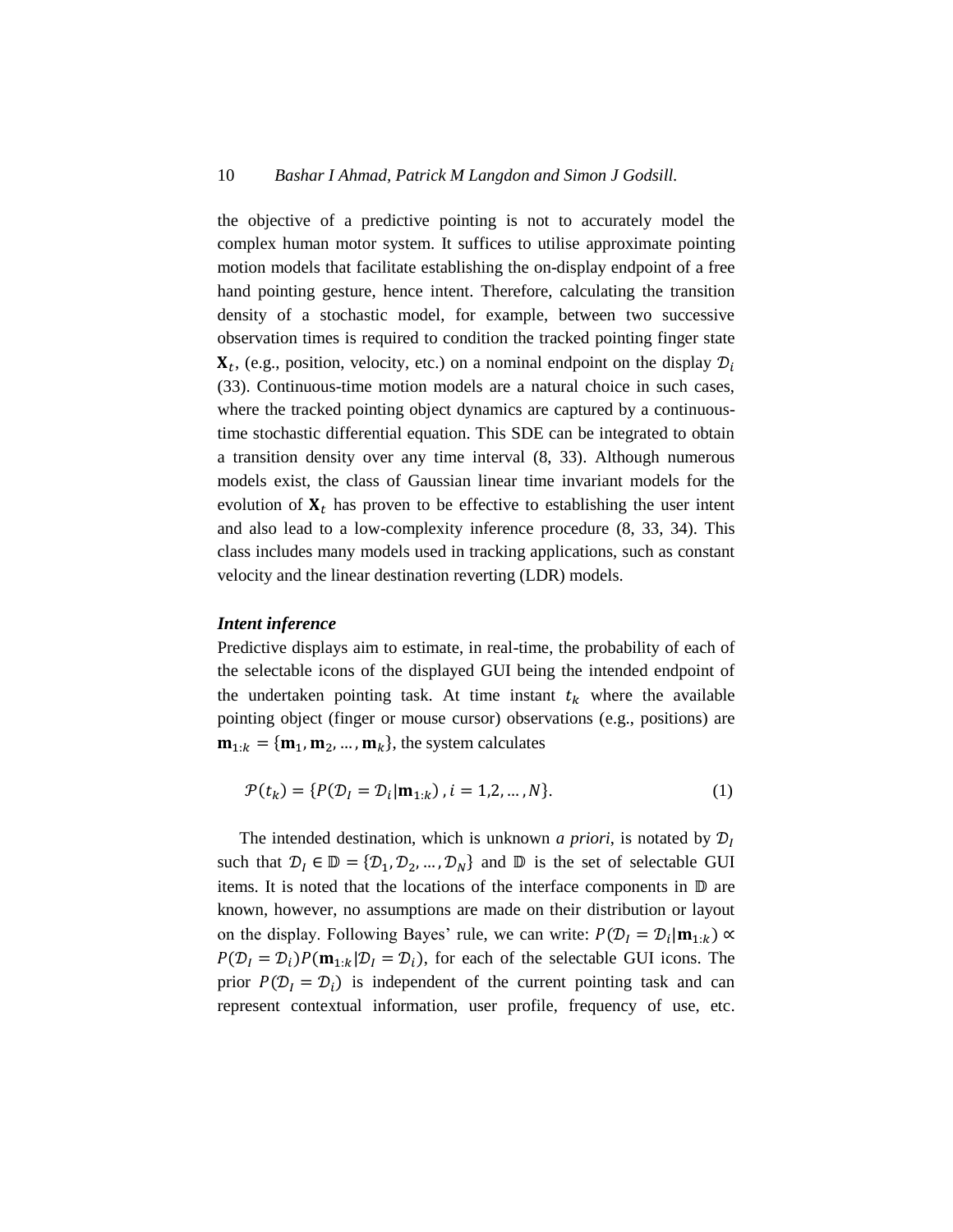the objective of a predictive pointing is not to accurately model the complex human motor system. It suffices to utilise approximate pointing motion models that facilitate establishing the on-display endpoint of a free hand pointing gesture, hence intent. Therefore, calculating the transition density of a stochastic model, for example, between two successive observation times is required to condition the tracked pointing finger state $\mathbf{X}_t$, (e.g., position, velocity, etc.) on a nominal endpoint on the display $\mathcal{D}_i$ (33). Continuous-time motion models are a natural choice in such cases, where the tracked pointing object dynamics are captured by a continuous-time stochastic differential equation. This SDE can be integrated to obtain a transition density over any time interval (8, 33). Although numerous models exist, the class of Gaussian linear time invariant models for the evolution of $\mathbf{X}_t$ has proven to be effective to establishing the user intent and also lead to a low-complexity inference procedure (8, 33, 34). This class includes many models used in tracking applications, such as constant velocity and the linear destination reverting (LDR) models.

### *Intent inference*

Predictive displays aim to estimate, in real-time, the probability of each of the selectable icons of the displayed GUI being the intended endpoint of the undertaken pointing task. At time instant $t_k$ where the available pointing object (finger or mouse cursor) observations (e.g., positions) are $\mathbf{m}_{1:k} = \{\mathbf{m}_1, \mathbf{m}_2, \ldots, \mathbf{m}_k\}$, the system calculates

$$\mathcal{P}(t_k) = \{P(\mathcal{D}_I = \mathcal{D}_i | \mathbf{m}_{1:k}), i = 1,2,\ldots,N\}. \tag{1}$$

The intended destination, which is unknown *a priori*, is notated by $\mathcal{D}_I$ such that $\mathcal{D}_I \in \mathbb{D} = \{\mathcal{D}_1, \mathcal{D}_2, \ldots, \mathcal{D}_N\}$ and $\mathbb{D}$ is the set of selectable GUI items. It is noted that the locations of the interface components in $\mathbb{D}$ are known, however, no assumptions are made on their distribution or layout on the display. Following Bayes' rule, we can write: $P(\mathcal{D}_I = \mathcal{D}_i | \mathbf{m}_{1:k}) \propto P(\mathcal{D}_I = \mathcal{D}_i) P(\mathbf{m}_{1:k} | \mathcal{D}_I = \mathcal{D}_i)$, for each of the selectable GUI icons. The prior $P(\mathcal{D}_I = \mathcal{D}_i)$ is independent of the current pointing task and can represent contextual information, user profile, frequency of use, etc.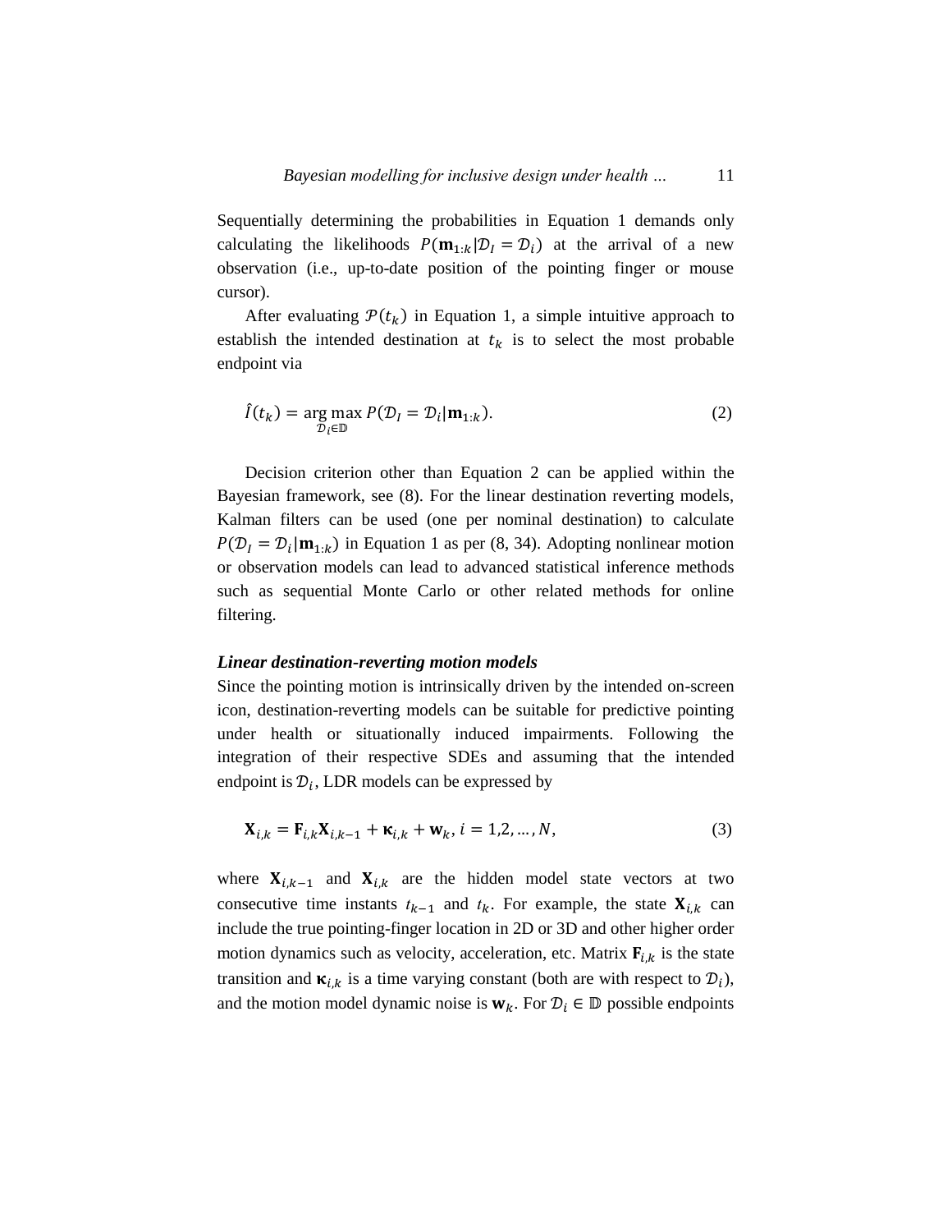Sequentially determining the probabilities in Equation 1 demands only calculating the likelihoods $P(\mathbf{m}_{1:k}|\mathcal{D}_I = \mathcal{D}_i)$ at the arrival of a new observation (i.e., up-to-date position of the pointing finger or mouse cursor).

After evaluating $\mathcal{P}(t_k)$ in Equation 1, a simple intuitive approach to establish the intended destination at $t_k$ is to select the most probable endpoint via

$$\hat{I}(t_k) = \underset{\mathcal{D}_i \in \mathbb{D}}{\arg\max}\, P(\mathcal{D}_I = \mathcal{D}_i|\mathbf{m}_{1:k}). \tag{2}$$

Decision criterion other than Equation 2 can be applied within the Bayesian framework, see (8). For the linear destination reverting models, Kalman filters can be used (one per nominal destination) to calculate $P(\mathcal{D}_I = \mathcal{D}_i|\mathbf{m}_{1:k})$ in Equation 1 as per (8, 34). Adopting nonlinear motion or observation models can lead to advanced statistical inference methods such as sequential Monte Carlo or other related methods for online filtering.

***Linear destination-reverting motion models***

Since the pointing motion is intrinsically driven by the intended on-screen icon, destination-reverting models can be suitable for predictive pointing under health or situationally induced impairments. Following the integration of their respective SDEs and assuming that the intended endpoint is $\mathcal{D}_i$, LDR models can be expressed by

$$\mathbf{X}_{i,k} = \mathbf{F}_{i,k}\mathbf{X}_{i,k-1} + \boldsymbol{\kappa}_{i,k} + \mathbf{w}_k,\, i = 1,2, \ldots, N, \tag{3}$$

where $\mathbf{X}_{i,k-1}$ and $\mathbf{X}_{i,k}$ are the hidden model state vectors at two consecutive time instants $t_{k-1}$ and $t_k$. For example, the state $\mathbf{X}_{i,k}$ can include the true pointing-finger location in 2D or 3D and other higher order motion dynamics such as velocity, acceleration, etc. Matrix $\mathbf{F}_{i,k}$ is the state transition and $\boldsymbol{\kappa}_{i,k}$ is a time varying constant (both are with respect to $\mathcal{D}_i$), and the motion model dynamic noise is $\mathbf{w}_k$. For $\mathcal{D}_i \in \mathbb{D}$ possible endpoints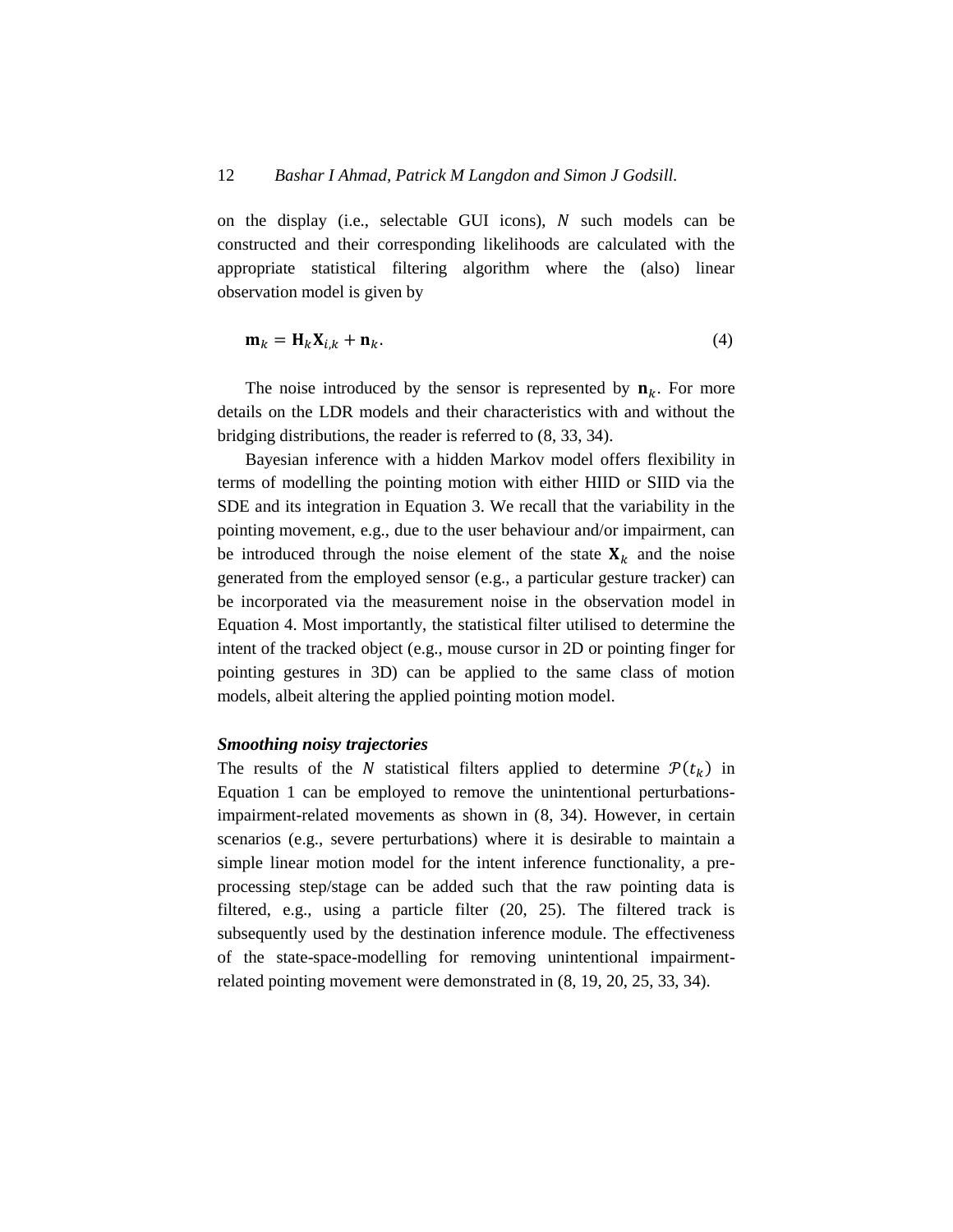on the display (i.e., selectable GUI icons), $N$ such models can be constructed and their corresponding likelihoods are calculated with the appropriate statistical filtering algorithm where the (also) linear observation model is given by

$$\mathbf{m}_k = \mathbf{H}_k \mathbf{X}_{i,k} + \mathbf{n}_k. \tag{4}$$

The noise introduced by the sensor is represented by $\mathbf{n}_k$. For more details on the LDR models and their characteristics with and without the bridging distributions, the reader is referred to (8, 33, 34).

Bayesian inference with a hidden Markov model offers flexibility in terms of modelling the pointing motion with either HIID or SIID via the SDE and its integration in Equation 3. We recall that the variability in the pointing movement, e.g., due to the user behaviour and/or impairment, can be introduced through the noise element of the state $\mathbf{X}_k$ and the noise generated from the employed sensor (e.g., a particular gesture tracker) can be incorporated via the measurement noise in the observation model in Equation 4. Most importantly, the statistical filter utilised to determine the intent of the tracked object (e.g., mouse cursor in 2D or pointing finger for pointing gestures in 3D) can be applied to the same class of motion models, albeit altering the applied pointing motion model.

### *Smoothing noisy trajectories*

The results of the $N$ statistical filters applied to determine $\mathcal{P}(t_k)$ in Equation 1 can be employed to remove the unintentional perturbations-impairment-related movements as shown in (8, 34). However, in certain scenarios (e.g., severe perturbations) where it is desirable to maintain a simple linear motion model for the intent inference functionality, a pre-processing step/stage can be added such that the raw pointing data is filtered, e.g., using a particle filter (20, 25). The filtered track is subsequently used by the destination inference module. The effectiveness of the state-space-modelling for removing unintentional impairment-related pointing movement were demonstrated in (8, 19, 20, 25, 33, 34).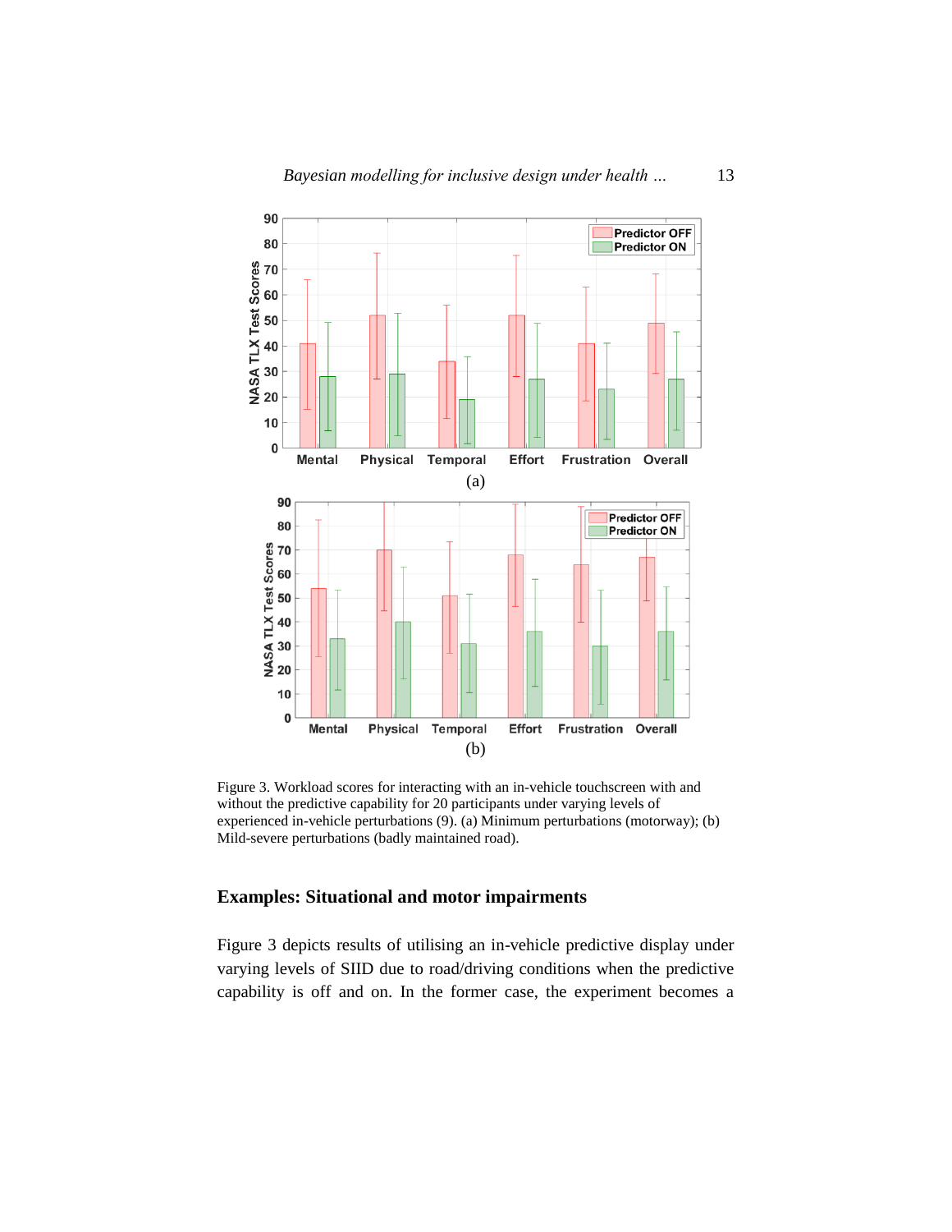Figure 3. Workload scores for interacting with an in-vehicle touchscreen with and without the predictive capability for 20 participants under varying levels of experienced in-vehicle perturbations (9). (a) Minimum perturbations (motorway); (b) Mild-severe perturbations (badly maintained road).

## Examples: Situational and motor impairments

Figure 3 depicts results of utilising an in-vehicle predictive display under varying levels of SIID due to road/driving conditions when the predictive capability is off and on. In the former case, the experiment becomes a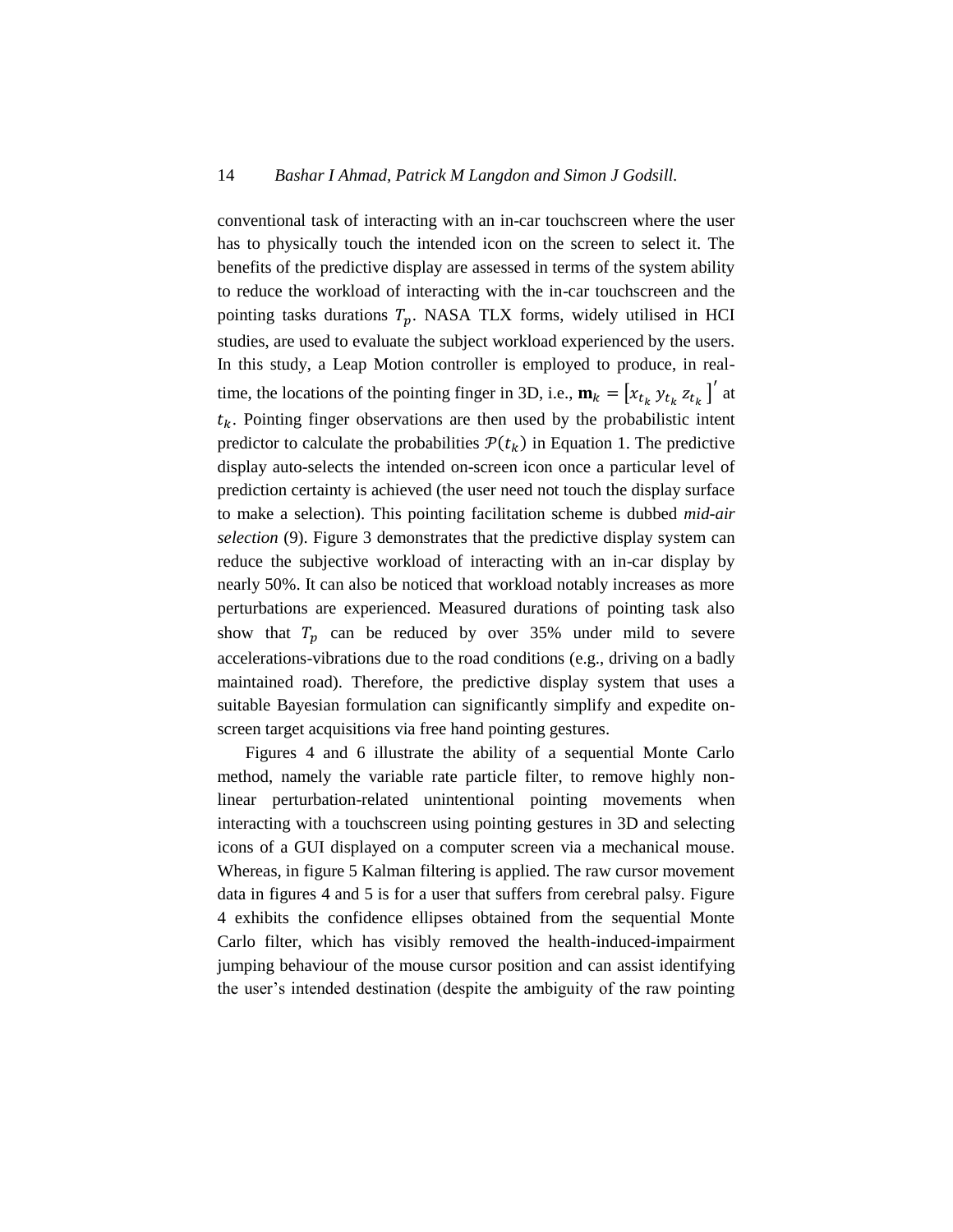conventional task of interacting with an in-car touchscreen where the user has to physically touch the intended icon on the screen to select it. The benefits of the predictive display are assessed in terms of the system ability to reduce the workload of interacting with the in-car touchscreen and the pointing tasks durations $T_p$. NASA TLX forms, widely utilised in HCI studies, are used to evaluate the subject workload experienced by the users. In this study, a Leap Motion controller is employed to produce, in real-time, the locations of the pointing finger in 3D, i.e., $\mathbf{m}_k = [x_{t_k}\ y_{t_k}\ z_{t_k}]'$ at $t_k$. Pointing finger observations are then used by the probabilistic intent predictor to calculate the probabilities $\mathcal{P}(t_k)$ in Equation 1. The predictive display auto-selects the intended on-screen icon once a particular level of prediction certainty is achieved (the user need not touch the display surface to make a selection). This pointing facilitation scheme is dubbed *mid-air selection* (9). Figure 3 demonstrates that the predictive display system can reduce the subjective workload of interacting with an in-car display by nearly 50%. It can also be noticed that workload notably increases as more perturbations are experienced. Measured durations of pointing task also show that $T_p$ can be reduced by over 35% under mild to severe accelerations-vibrations due to the road conditions (e.g., driving on a badly maintained road). Therefore, the predictive display system that uses a suitable Bayesian formulation can significantly simplify and expedite on-screen target acquisitions via free hand pointing gestures.

Figures 4 and 6 illustrate the ability of a sequential Monte Carlo method, namely the variable rate particle filter, to remove highly non-linear perturbation-related unintentional pointing movements when interacting with a touchscreen using pointing gestures in 3D and selecting icons of a GUI displayed on a computer screen via a mechanical mouse. Whereas, in figure 5 Kalman filtering is applied. The raw cursor movement data in figures 4 and 5 is for a user that suffers from cerebral palsy. Figure 4 exhibits the confidence ellipses obtained from the sequential Monte Carlo filter, which has visibly removed the health-induced-impairment jumping behaviour of the mouse cursor position and can assist identifying the user's intended destination (despite the ambiguity of the raw pointing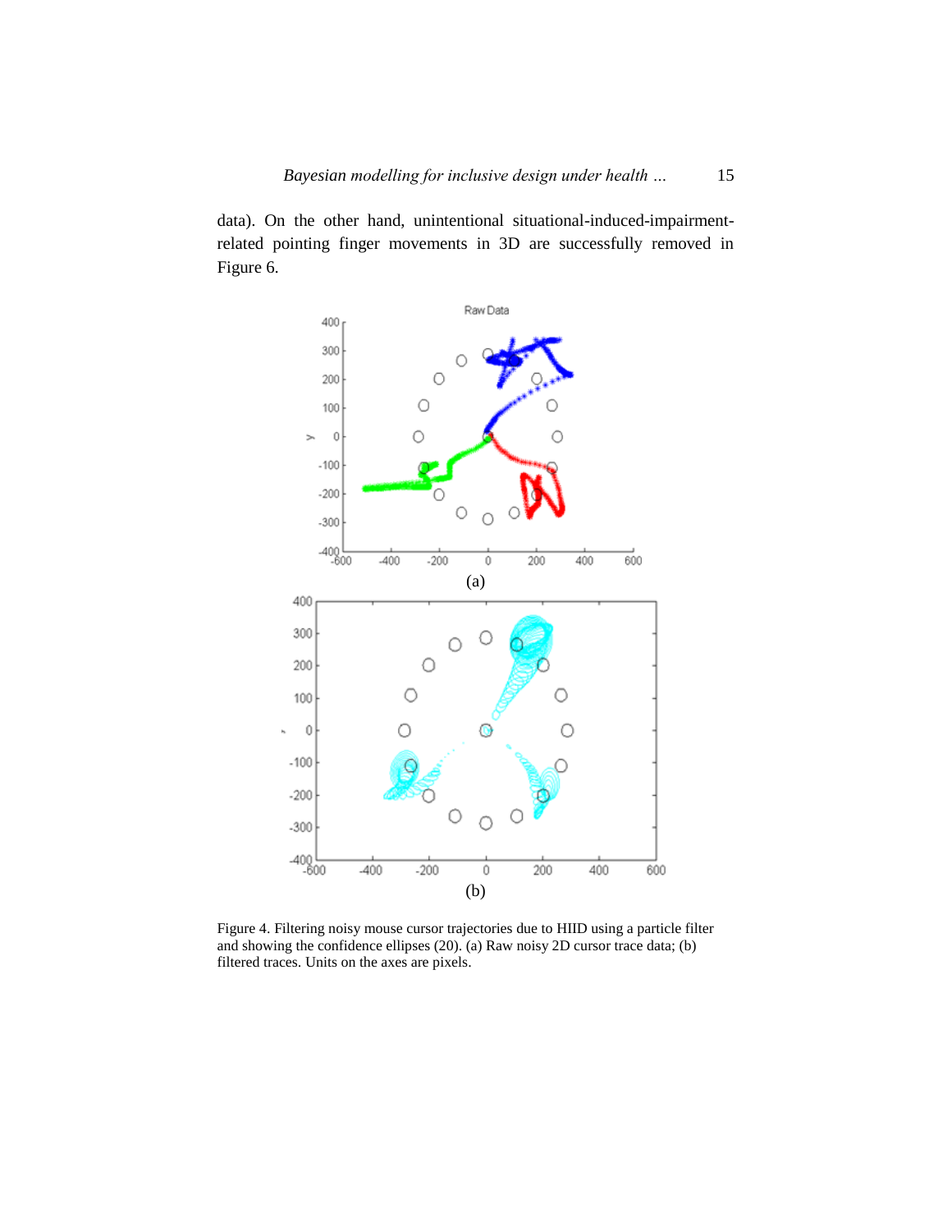data). On the other hand, unintentional situational-induced-impairment-related pointing finger movements in 3D are successfully removed in Figure 6.

Figure 4. Filtering noisy mouse cursor trajectories due to HIID using a particle filter and showing the confidence ellipses (20). (a) Raw noisy 2D cursor trace data; (b) filtered traces. Units on the axes are pixels.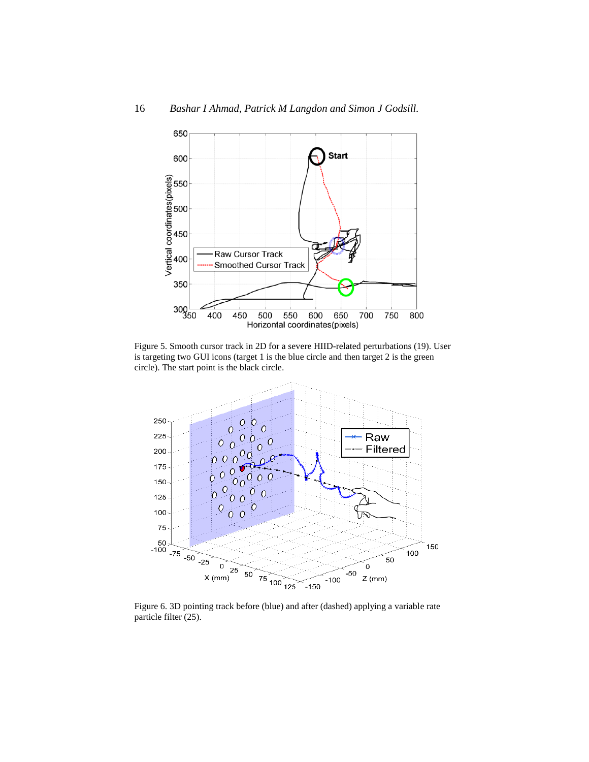Figure 5. Smooth cursor track in 2D for a severe HIID-related perturbations (19). User is targeting two GUI icons (target 1 is the blue circle and then target 2 is the green circle). The start point is the black circle.

Figure 6. 3D pointing track before (blue) and after (dashed) applying a variable rate particle filter (25).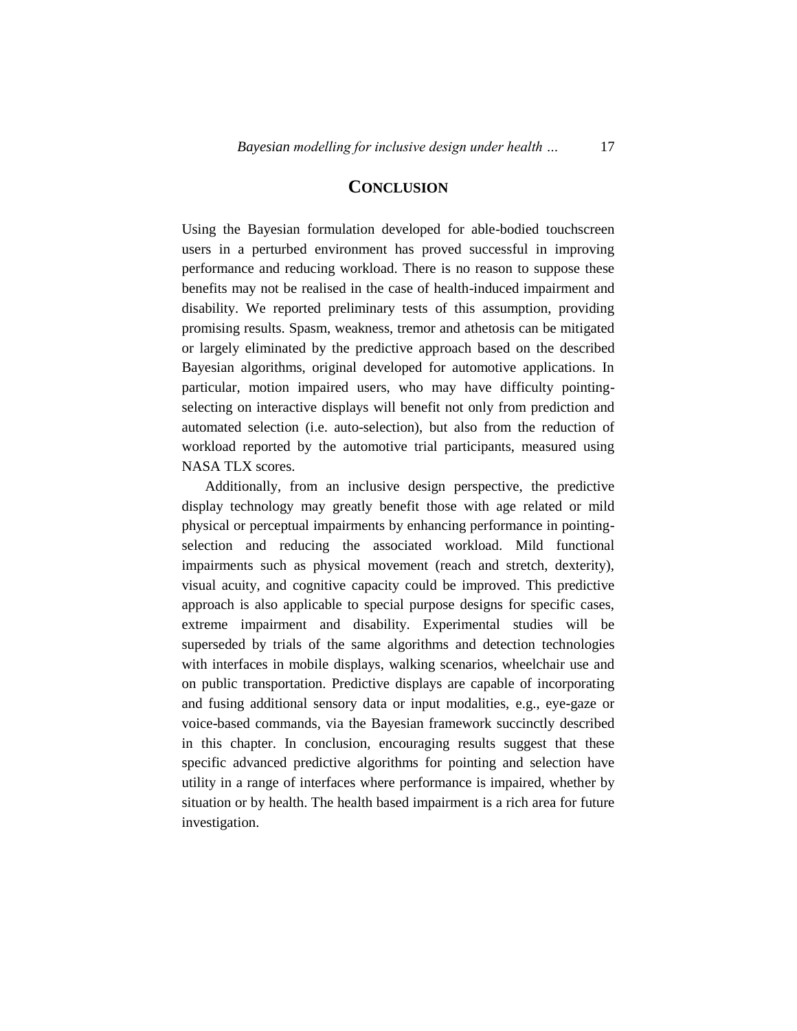## CONCLUSION

Using the Bayesian formulation developed for able-bodied touchscreen users in a perturbed environment has proved successful in improving performance and reducing workload. There is no reason to suppose these benefits may not be realised in the case of health-induced impairment and disability. We reported preliminary tests of this assumption, providing promising results. Spasm, weakness, tremor and athetosis can be mitigated or largely eliminated by the predictive approach based on the described Bayesian algorithms, original developed for automotive applications. In particular, motion impaired users, who may have difficulty pointing-selecting on interactive displays will benefit not only from prediction and automated selection (i.e. auto-selection), but also from the reduction of workload reported by the automotive trial participants, measured using NASA TLX scores.

Additionally, from an inclusive design perspective, the predictive display technology may greatly benefit those with age related or mild physical or perceptual impairments by enhancing performance in pointing-selection and reducing the associated workload. Mild functional impairments such as physical movement (reach and stretch, dexterity), visual acuity, and cognitive capacity could be improved. This predictive approach is also applicable to special purpose designs for specific cases, extreme impairment and disability. Experimental studies will be superseded by trials of the same algorithms and detection technologies with interfaces in mobile displays, walking scenarios, wheelchair use and on public transportation. Predictive displays are capable of incorporating and fusing additional sensory data or input modalities, e.g., eye-gaze or voice-based commands, via the Bayesian framework succinctly described in this chapter. In conclusion, encouraging results suggest that these specific advanced predictive algorithms for pointing and selection have utility in a range of interfaces where performance is impaired, whether by situation or by health. The health based impairment is a rich area for future investigation.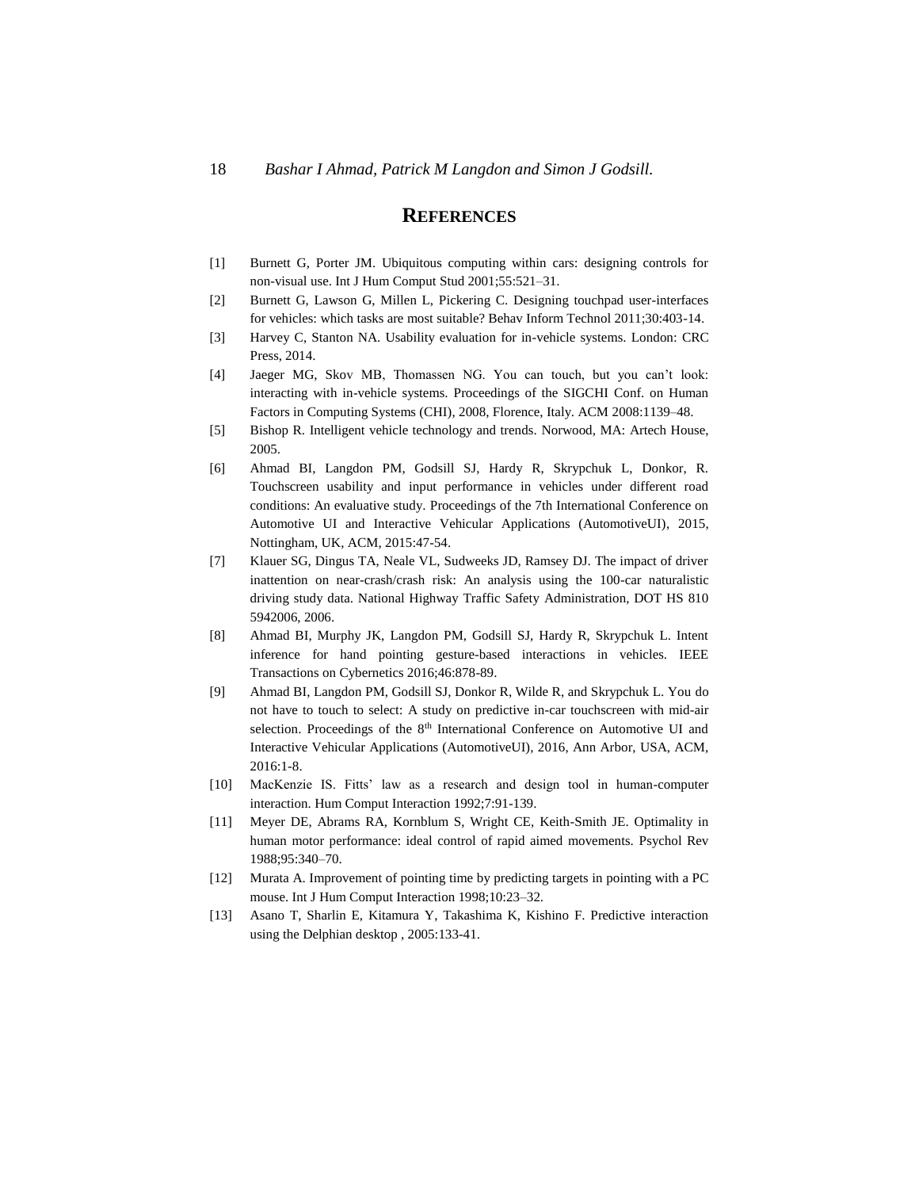## References

[1] Burnett G, Porter JM. Ubiquitous computing within cars: designing controls for non-visual use. Int J Hum Comput Stud 2001;55:521–31.

[2] Burnett G, Lawson G, Millen L, Pickering C. Designing touchpad user-interfaces for vehicles: which tasks are most suitable? Behav Inform Technol 2011;30:403-14.

[3] Harvey C, Stanton NA. Usability evaluation for in-vehicle systems. London: CRC Press, 2014.

[4] Jaeger MG, Skov MB, Thomassen NG. You can touch, but you can't look: interacting with in-vehicle systems. Proceedings of the SIGCHI Conf. on Human Factors in Computing Systems (CHI), 2008, Florence, Italy. ACM 2008:1139–48.

[5] Bishop R. Intelligent vehicle technology and trends. Norwood, MA: Artech House, 2005.

[6] Ahmad BI, Langdon PM, Godsill SJ, Hardy R, Skrypchuk L, Donkor, R. Touchscreen usability and input performance in vehicles under different road conditions: An evaluative study. Proceedings of the 7th International Conference on Automotive UI and Interactive Vehicular Applications (AutomotiveUI), 2015, Nottingham, UK, ACM, 2015:47-54.

[7] Klauer SG, Dingus TA, Neale VL, Sudweeks JD, Ramsey DJ. The impact of driver inattention on near-crash/crash risk: An analysis using the 100-car naturalistic driving study data. National Highway Traffic Safety Administration, DOT HS 810 5942006, 2006.

[8] Ahmad BI, Murphy JK, Langdon PM, Godsill SJ, Hardy R, Skrypchuk L. Intent inference for hand pointing gesture-based interactions in vehicles. IEEE Transactions on Cybernetics 2016;46:878-89.

[9] Ahmad BI, Langdon PM, Godsill SJ, Donkor R, Wilde R, and Skrypchuk L. You do not have to touch to select: A study on predictive in-car touchscreen with mid-air selection. Proceedings of the 8th International Conference on Automotive UI and Interactive Vehicular Applications (AutomotiveUI), 2016, Ann Arbor, USA, ACM, 2016:1-8.

[10] MacKenzie IS. Fitts' law as a research and design tool in human-computer interaction. Hum Comput Interaction 1992;7:91-139.

[11] Meyer DE, Abrams RA, Kornblum S, Wright CE, Keith-Smith JE. Optimality in human motor performance: ideal control of rapid aimed movements. Psychol Rev 1988;95:340–70.

[12] Murata A. Improvement of pointing time by predicting targets in pointing with a PC mouse. Int J Hum Comput Interaction 1998;10:23–32.

[13] Asano T, Sharlin E, Kitamura Y, Takashima K, Kishino F. Predictive interaction using the Delphian desktop , 2005:133-41.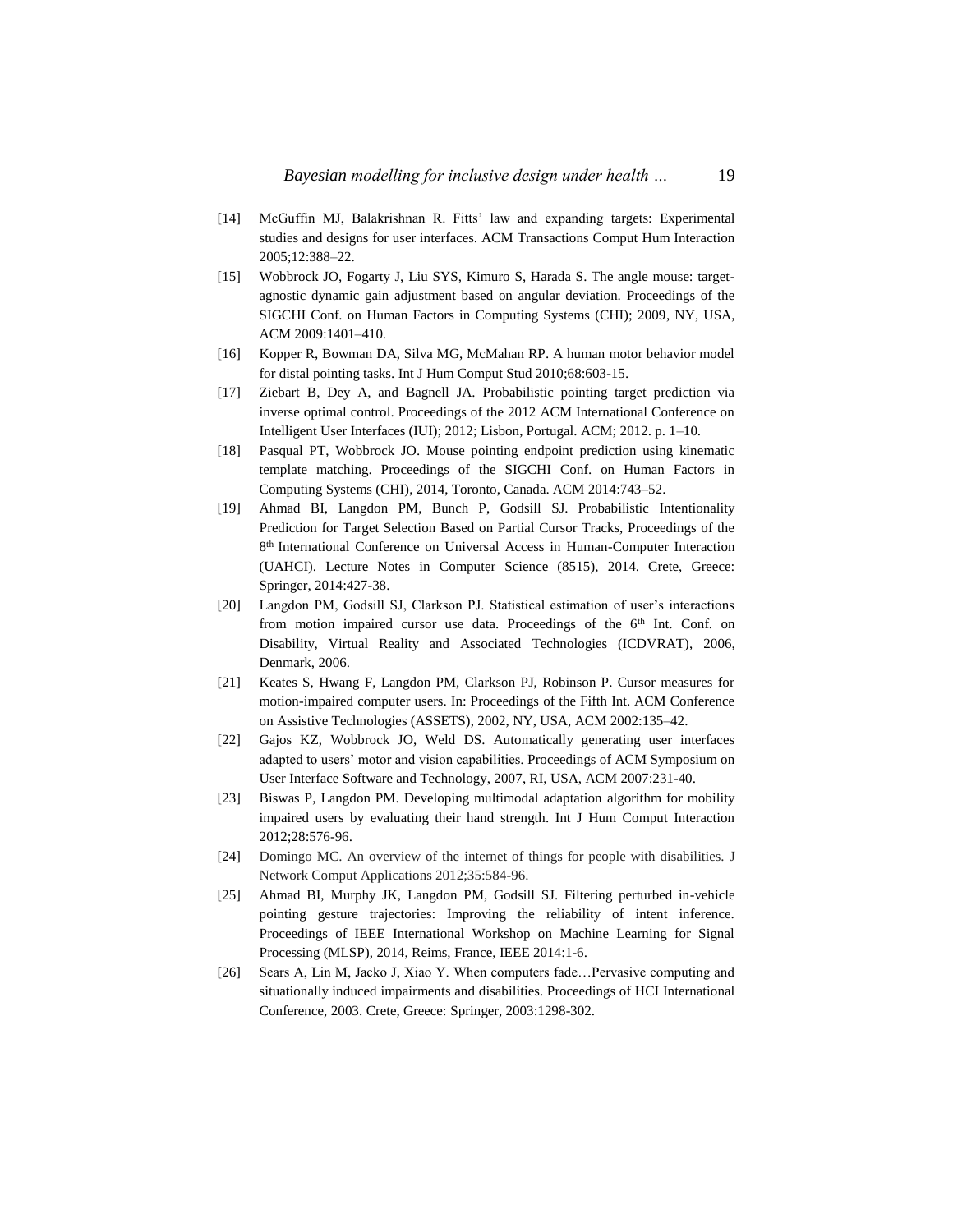[14] McGuffin MJ, Balakrishnan R. Fitts' law and expanding targets: Experimental studies and designs for user interfaces. ACM Transactions Comput Hum Interaction 2005;12:388–22.

[15] Wobbrock JO, Fogarty J, Liu SYS, Kimuro S, Harada S. The angle mouse: target-agnostic dynamic gain adjustment based on angular deviation. Proceedings of the SIGCHI Conf. on Human Factors in Computing Systems (CHI); 2009, NY, USA, ACM 2009:1401–410.

[16] Kopper R, Bowman DA, Silva MG, McMahan RP. A human motor behavior model for distal pointing tasks. Int J Hum Comput Stud 2010;68:603-15.

[17] Ziebart B, Dey A, and Bagnell JA. Probabilistic pointing target prediction via inverse optimal control. Proceedings of the 2012 ACM International Conference on Intelligent User Interfaces (IUI); 2012; Lisbon, Portugal. ACM; 2012. p. 1–10.

[18] Pasqual PT, Wobbrock JO. Mouse pointing endpoint prediction using kinematic template matching. Proceedings of the SIGCHI Conf. on Human Factors in Computing Systems (CHI), 2014, Toronto, Canada. ACM 2014:743–52.

[19] Ahmad BI, Langdon PM, Bunch P, Godsill SJ. Probabilistic Intentionality Prediction for Target Selection Based on Partial Cursor Tracks, Proceedings of the 8th International Conference on Universal Access in Human-Computer Interaction (UAHCI). Lecture Notes in Computer Science (8515), 2014. Crete, Greece: Springer, 2014:427-38.

[20] Langdon PM, Godsill SJ, Clarkson PJ. Statistical estimation of user's interactions from motion impaired cursor use data. Proceedings of the 6th Int. Conf. on Disability, Virtual Reality and Associated Technologies (ICDVRAT), 2006, Denmark, 2006.

[21] Keates S, Hwang F, Langdon PM, Clarkson PJ, Robinson P. Cursor measures for motion-impaired computer users. In: Proceedings of the Fifth Int. ACM Conference on Assistive Technologies (ASSETS), 2002, NY, USA, ACM 2002:135–42.

[22] Gajos KZ, Wobbrock JO, Weld DS. Automatically generating user interfaces adapted to users' motor and vision capabilities. Proceedings of ACM Symposium on User Interface Software and Technology, 2007, RI, USA, ACM 2007:231-40.

[23] Biswas P, Langdon PM. Developing multimodal adaptation algorithm for mobility impaired users by evaluating their hand strength. Int J Hum Comput Interaction 2012;28:576-96.

[24] Domingo MC. An overview of the internet of things for people with disabilities. J Network Comput Applications 2012;35:584-96.

[25] Ahmad BI, Murphy JK, Langdon PM, Godsill SJ. Filtering perturbed in-vehicle pointing gesture trajectories: Improving the reliability of intent inference. Proceedings of IEEE International Workshop on Machine Learning for Signal Processing (MLSP), 2014, Reims, France, IEEE 2014:1-6.

[26] Sears A, Lin M, Jacko J, Xiao Y. When computers fade…Pervasive computing and situationally induced impairments and disabilities. Proceedings of HCI International Conference, 2003. Crete, Greece: Springer, 2003:1298-302.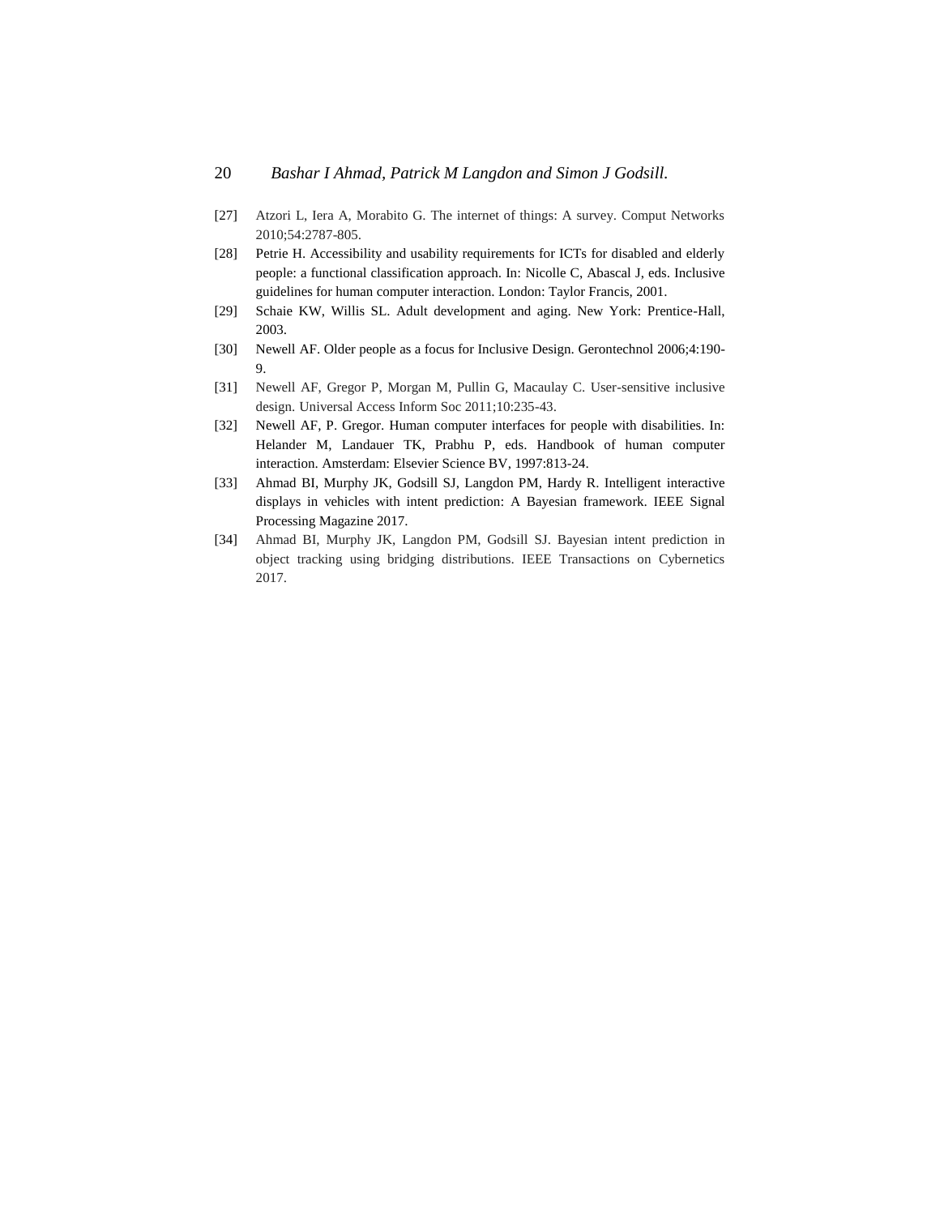[27] Atzori L, Iera A, Morabito G. The internet of things: A survey. Comput Networks 2010;54:2787-805.

[28] Petrie H. Accessibility and usability requirements for ICTs for disabled and elderly people: a functional classification approach. In: Nicolle C, Abascal J, eds. Inclusive guidelines for human computer interaction. London: Taylor Francis, 2001.

[29] Schaie KW, Willis SL. Adult development and aging. New York: Prentice-Hall, 2003.

[30] Newell AF. Older people as a focus for Inclusive Design. Gerontechnol 2006;4:190-9.

[31] Newell AF, Gregor P, Morgan M, Pullin G, Macaulay C. User-sensitive inclusive design. Universal Access Inform Soc 2011;10:235-43.

[32] Newell AF, P. Gregor. Human computer interfaces for people with disabilities. In: Helander M, Landauer TK, Prabhu P, eds. Handbook of human computer interaction. Amsterdam: Elsevier Science BV, 1997:813-24.

[33] Ahmad BI, Murphy JK, Godsill SJ, Langdon PM, Hardy R. Intelligent interactive displays in vehicles with intent prediction: A Bayesian framework. IEEE Signal Processing Magazine 2017.

[34] Ahmad BI, Murphy JK, Langdon PM, Godsill SJ. Bayesian intent prediction in object tracking using bridging distributions. IEEE Transactions on Cybernetics 2017.